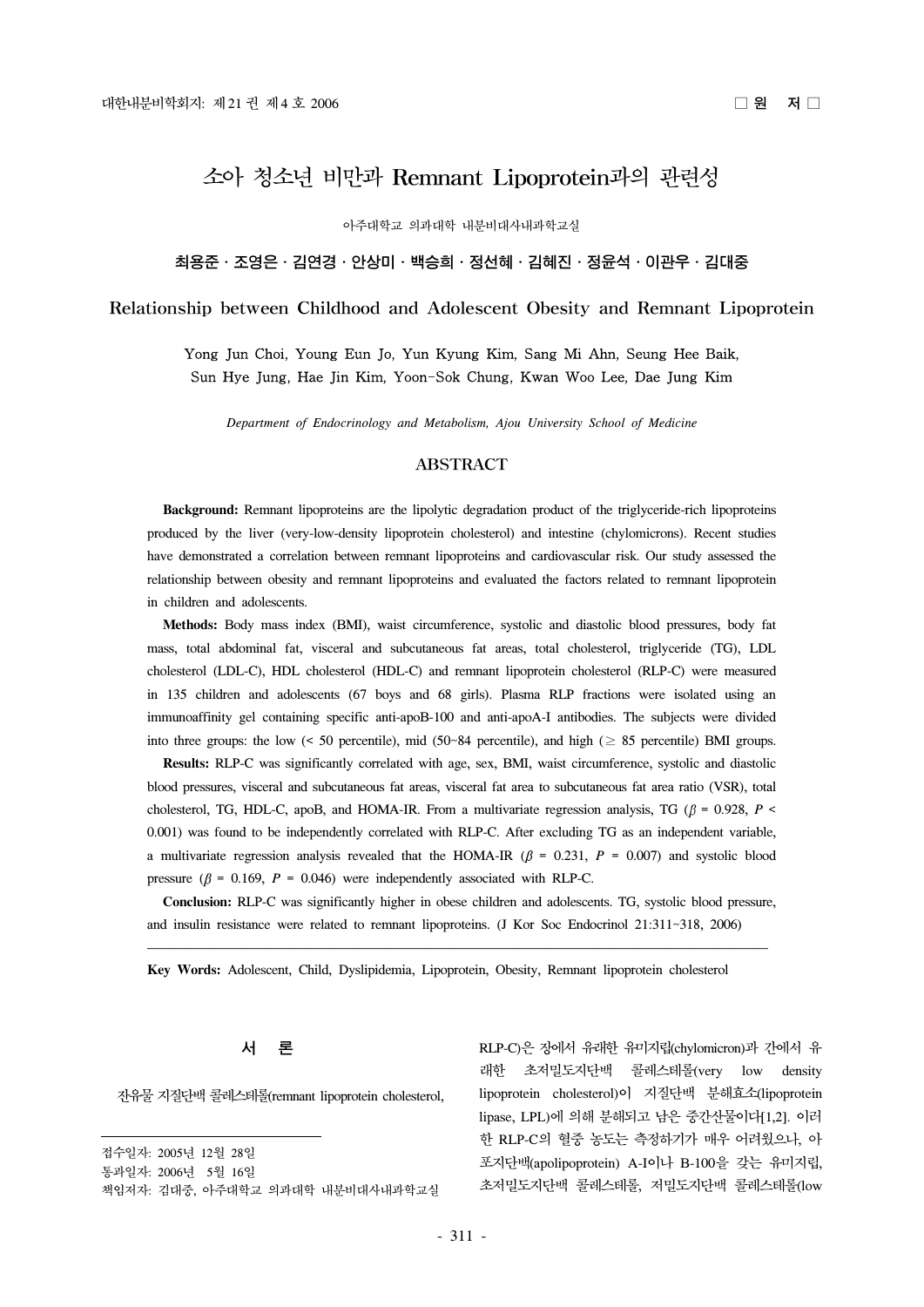□ 원 저 □

# 소아 청소년 비만과 Remnant Lipoprotein과의 관련성

아주대학교 의과대학 내분비대사내과학교실

**최용준 · 조영은 · 김연경 · 안상미 · 백승희 · 정선혜 · 김혜진 · 정윤석 · 이관우 · 김대중**

# Relationship between Childhood and Adolescent Obesity and Remnant Lipoprotein

Yong Jun Choi, Young Eun Jo, Yun Kyung Kim, Sang Mi Ahn, Seung Hee Baik, Sun Hye Jung, Hae Jin Kim, Yoon-Sok Chung, Kwan Woo Lee, Dae Jung Kim

*Department of Endocrinology and Metabolism, Ajou University School of Medicine*

## ABSTRACT

**Background:** Remnant lipoproteins are the lipolytic degradation product of the triglyceride-rich lipoproteins produced by the liver (very-low-density lipoprotein cholesterol) and intestine (chylomicrons). Recent studies have demonstrated a correlation between remnant lipoproteins and cardiovascular risk. Our study assessed the relationship between obesity and remnant lipoproteins and evaluated the factors related to remnant lipoprotein in children and adolescents.

**Methods:** Body mass index (BMI), waist circumference, systolic and diastolic blood pressures, body fat mass, total abdominal fat, visceral and subcutaneous fat areas, total cholesterol, triglyceride (TG), LDL cholesterol (LDL-C), HDL cholesterol (HDL-C) and remnant lipoprotein cholesterol (RLP-C) were measured in 135 children and adolescents (67 boys and 68 girls). Plasma RLP fractions were isolated using an immunoaffinity gel containing specific anti-apoB-100 and anti-apoA-I antibodies. The subjects were divided into three groups: the low (< 50 percentile), mid (50~84 percentile), and high (≥ 85 percentile) BMI groups.

**Results:** RLP-C was significantly correlated with age, sex, BMI, waist circumference, systolic and diastolic blood pressures, visceral and subcutaneous fat areas, visceral fat area to subcutaneous fat area ratio (VSR), total cholesterol, TG, HDL-C, apoB, and HOMA-IR. From a multivariate regression analysis, TG ($\beta$ = 0.928, $P$ < 0.001) was found to be independently correlated with RLP-C. After excluding TG as an independent variable, a multivariate regression analysis revealed that the HOMA-IR ($\beta$ = 0.231, $P$ = 0.007) and systolic blood pressure ($\beta$ = 0.169, $P$ = 0.046) were independently associated with RLP-C.

**Conclusion:** RLP-C was significantly higher in obese children and adolescents. TG, systolic blood pressure, and insulin resistance were related to remnant lipoproteins. (J Kor Soc Endocrinol 21:311~318, 2006)

---

**Key Words:** Adolescent, Child, Dyslipidemia, Lipoprotein, Obesity, Remnant lipoprotein cholesterol

## 서 론

잔유물 지질단백 콜레스테롤(remnant lipoprotein cholesterol, RLP-C)은 장에서 유래한 유미지립(chylomicron)과 간에서 유래한 초저밀도지단백 콜레스테롤(very low density lipoprotein cholesterol)이 지질단백 분해효소(lipoprotein lipase, LPL)에 의해 분해되고 남은 중간산물이다[1,2]. 이러한 RLP-C의 혈중 농도는 측정하기가 매우 어려웠으나, 아포지단백(apolipoprotein) A-I이나 B-100을 갖는 유미지립, 초저밀도지단백 콜레스테롤, 저밀도지단백 콜레스테롤(low

---

접수일자: 2005년 12월 28일
통과일자: 2006년 5월 16일
책임저자: 김대중, 아주대학교 의과대학 내분비대사내과학교실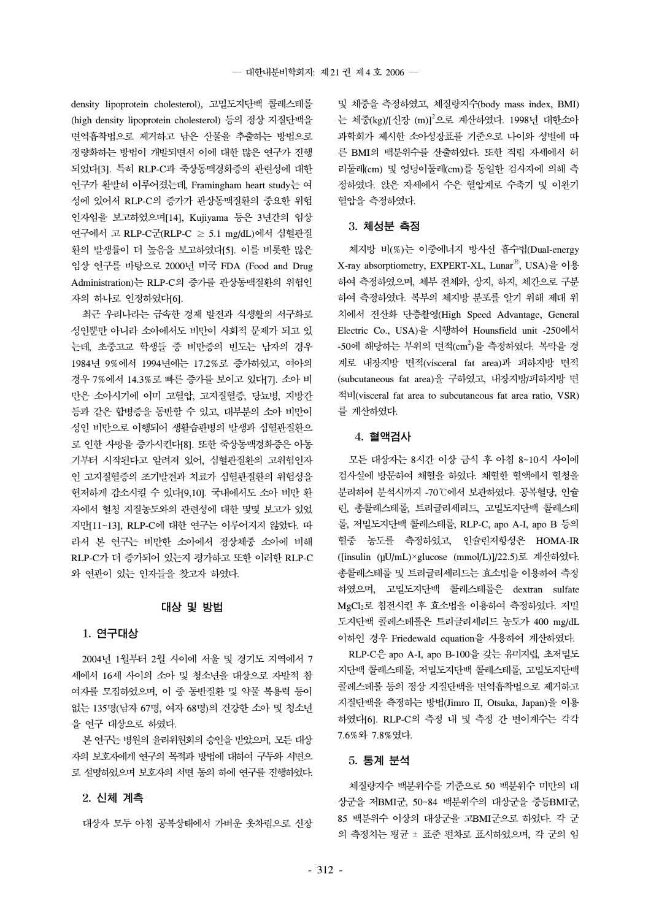density lipoprotein cholesterol), 고밀도지단백 콜레스테롤(high density lipoprotein cholesterol) 등의 정상 지질단백을 면역흡착법으로 제거하고 남은 산물을 추출하는 방법으로 정량화하는 방법이 개발되면서 이에 대한 많은 연구가 진행되었다[3]. 특히 RLP-C과 죽상동맥경화증의 관련성에 대한 연구가 활발히 이루어졌는데, Framingham heart study는 여성에 있어서 RLP-C의 증가가 관상동맥질환의 중요한 위험인자임을 보고하였으며[14], Kujiyama 등은 3년간의 임상연구에서 고 RLP-C군(RLP-C $\geq$ 5.1 mg/dL)에서 심혈관질환의 발생률이 더 높음을 보고하였다[5]. 이를 비롯한 많은 임상 연구를 바탕으로 2000년 미국 FDA (Food and Drug Administration)는 RLP-C의 증가를 관상동맥질환의 위험인자의 하나로 인정하였다[6].

최근 우리나라는 급속한 경제 발전과 식생활의 서구화로 성인뿐만 아니라 소아에서도 비만이 사회적 문제가 되고 있는데, 초중고교 학생들 중 비만증의 빈도는 남자의 경우 1984년 9%에서 1994년에는 17.2%로 증가하였고, 여아의 경우 7%에서 14.3%로 빠른 증가를 보이고 있다[7]. 소아 비만은 소아시기에 이미 고혈압, 고지질혈증, 당뇨병, 지방간 등과 같은 합병증을 동반할 수 있고, 대부분의 소아 비만이 성인 비만으로 이행되어 생활습관병의 발생과 심혈관질환으로 인한 사망을 증가시킨다[8]. 또한 죽상동맥경화증은 아동기부터 시작된다고 알려져 있어, 심혈관질환의 고위험인자인 고지질혈증의 조기발견과 치료가 심혈관질환의 위험성을 현저하게 감소시킬 수 있다[9,10]. 국내에서도 소아 비만 환자에서 혈청 지질농도와의 관련성에 대한 몇몇 보고가 있었지만[11~13], RLP-C에 대한 연구는 이루어지지 않았다. 따라서 본 연구는 비만한 소아에서 정상체중 소아에 비해 RLP-C가 더 증가되어 있는지 평가하고 또한 이러한 RLP-C와 연관이 있는 인자들을 찾고자 하였다.

## 대상 및 방법

### 1. 연구대상

2004년 1월부터 2월 사이에 서울 및 경기도 지역에서 7세에서 16세 사이의 소아 및 청소년을 대상으로 자발적 참여자를 모집하였으며, 이 중 동반질환 및 약물 복용력 등이 없는 135명(남자 67명, 여자 68명)의 건강한 소아 및 청소년을 연구 대상으로 하였다.

본 연구는 병원의 윤리위원회의 승인을 받았으며, 모든 대상자의 보호자에게 연구의 목적과 방법에 대하여 구두와 서면으로 설명하였으며 보호자의 서면 동의 하에 연구를 진행하였다.

### 2. 신체 계측

대상자 모두 아침 공복상태에서 가벼운 옷차림으로 신장 및 체중을 측정하였고, 체질량지수(body mass index, BMI)는 체중(kg)/[신장 (m)]$^2$으로 계산하였다. 1998년 대한소아과학회가 제시한 소아성장표를 기준으로 나이와 성별에 따른 BMI의 백분위수를 산출하였다. 또한 직립 자세에서 허리둘레(cm) 및 엉덩이둘레(cm)를 동일한 검사자에 의해 측정하였다. 앉은 자세에서 수은 혈압계로 수축기 및 이완기 혈압을 측정하였다.

### 3. 체성분 측정

체지방 비(%)는 이중에너지 방사선 흡수법(Dual-energy X-ray absorptiometry, EXPERT-XL, Lunar®, USA)을 이용하여 측정하였으며, 체부 전체와, 상지, 하지, 체간으로 구분하여 측정하였다. 복부의 체지방 분포를 알기 위해 제대 위치에서 전산화 단층촬영(High Speed Advantage, General Electric Co., USA)을 시행하여 Hounsfield unit -250에서 -50에 해당하는 부위의 면적(cm$^2$)을 측정하였다. 복막을 경계로 내장지방 면적(visceral fat area)과 피하지방 면적(subcutaneous fat area)을 구하였고, 내장지방/피하지방 면적비(visceral fat area to subcutaneous fat area ratio, VSR)를 계산하였다.

### 4. 혈액검사

모든 대상자는 8시간 이상 금식 후 아침 8~10시 사이에 검사실에 방문하여 채혈을 하였다. 채혈한 혈액에서 혈청을 분리하여 분석시까지 -70℃에서 보관하였다. 공복혈당, 인슐린, 총콜레스테롤, 트리글리세리드, 고밀도지단백 콜레스테롤, 저밀도지단백 콜레스테롤, RLP-C, apo A-I, apo B 등의 혈중 농도를 측정하였고, 인슐린저항성은 HOMA-IR ([insulin (μU/mL)×glucose (mmol/L)]/22.5)로 계산하였다. 총콜레스테롤 및 트리글리세리드는 효소법을 이용하여 측정하였으며, 고밀도지단백 콜레스테롤은 dextran sulfate $MgCl_2$로 침전시킨 후 효소법을 이용하여 측정하였다. 저밀도지단백 콜레스테롤은 트리글리세리드 농도가 400 mg/dL 이하인 경우 Friedewald equation을 사용하여 계산하였다.

RLP-C은 apo A-I, apo B-100을 갖는 유미지립, 초저밀도지단백 콜레스테롤, 저밀도지단백 콜레스테롤, 고밀도지단백 콜레스테롤 등의 정상 지질단백을 면역흡착법으로 제거하고 지질단백을 측정하는 방법(Jimro II, Otsuka, Japan)을 이용하였다[6]. RLP-C의 측정 내 및 측정 간 변이계수는 각각 7.6%와 7.8%였다.

### 5. 통계 분석

체질량지수 백분위수를 기준으로 50 백분위수 미만의 대상군을 저BMI군, 50~84 백분위수의 대상군을 중등BMI군, 85 백분위수 이상의 대상군을 고BMI군으로 하였다. 각 군의 측정치는 평균 ± 표준 편차로 표시하였으며, 각 군의 임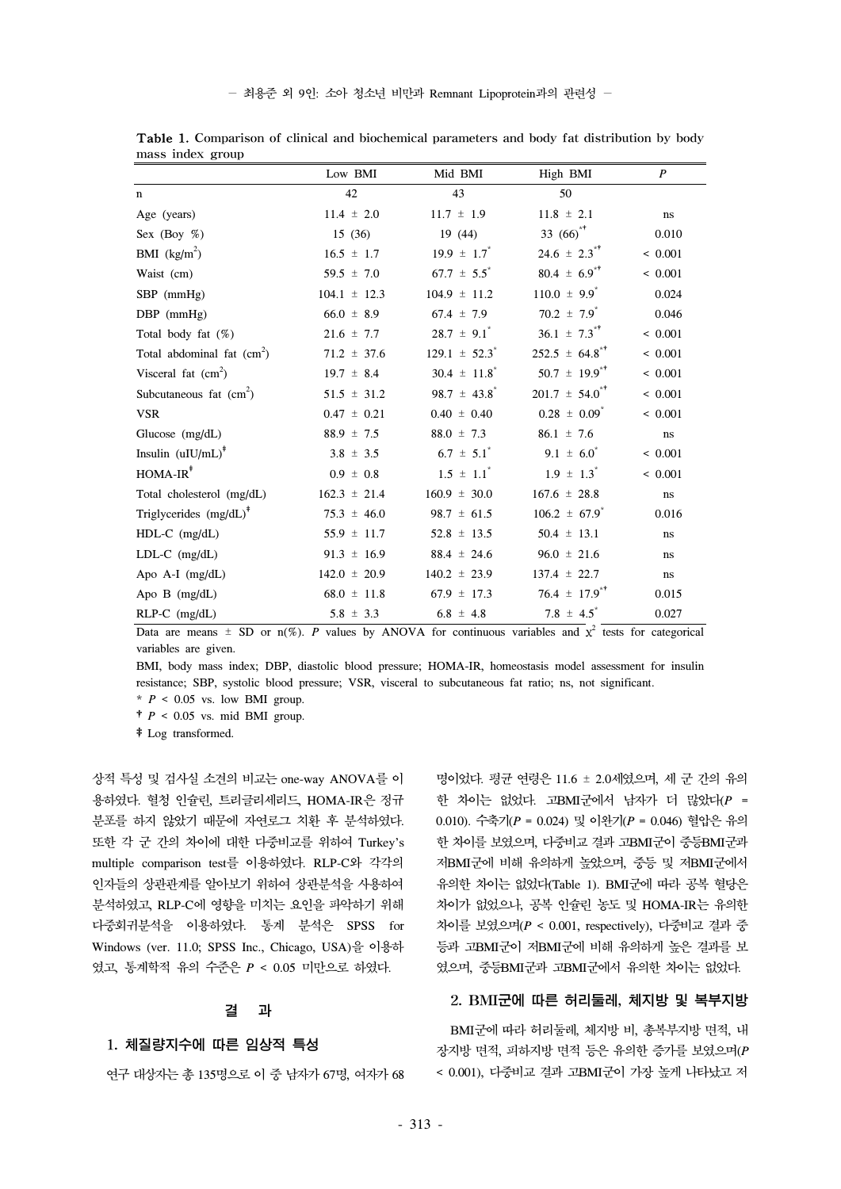**Table 1.** Comparison of clinical and biochemical parameters and body fat distribution by body mass index group

| | Low BMI | Mid BMI | High BMI | *P* |
|---|---|---|---|---|
| n | 42 | 43 | 50 | |
| Age (years) | 11.4 ± 2.0 | 11.7 ± 1.9 | 11.8 ± 2.1 | ns |
| Sex (Boy %) | 15 (36) | 19 (44) | 33 (66)*† | 0.010 |
| BMI ($kg/m^2$) | 16.5 ± 1.7 | 19.9 ± 1.7* | 24.6 ± 2.3*† | < 0.001 |
| Waist (cm) | 59.5 ± 7.0 | 67.7 ± 5.5* | 80.4 ± 6.9*† | < 0.001 |
| SBP (mmHg) | 104.1 ± 12.3 | 104.9 ± 11.2 | 110.0 ± 9.9* | 0.024 |
| DBP (mmHg) | 66.0 ± 8.9 | 67.4 ± 7.9 | 70.2 ± 7.9* | 0.046 |
| Total body fat (%) | 21.6 ± 7.7 | 28.7 ± 9.1* | 36.1 ± 7.3*† | < 0.001 |
| Total abdominal fat ($cm^2$) | 71.2 ± 37.6 | 129.1 ± 52.3* | 252.5 ± 64.8*† | < 0.001 |
| Visceral fat ($cm^2$) | 19.7 ± 8.4 | 30.4 ± 11.8* | 50.7 ± 19.9*† | < 0.001 |
| Subcutaneous fat ($cm^2$) | 51.5 ± 31.2 | 98.7 ± 43.8* | 201.7 ± 54.0*† | < 0.001 |
| VSR | 0.47 ± 0.21 | 0.40 ± 0.40 | 0.28 ± 0.09* | < 0.001 |
| Glucose (mg/dL) | 88.9 ± 7.5 | 88.0 ± 7.3 | 86.1 ± 7.6 | ns |
| Insulin (uIU/mL)‡ | 3.8 ± 3.5 | 6.7 ± 5.1* | 9.1 ± 6.0* | < 0.001 |
| HOMA-IR‡ | 0.9 ± 0.8 | 1.5 ± 1.1* | 1.9 ± 1.3* | < 0.001 |
| Total cholesterol (mg/dL) | 162.3 ± 21.4 | 160.9 ± 30.0 | 167.6 ± 28.8 | ns |
| Triglycerides (mg/dL)‡ | 75.3 ± 46.0 | 98.7 ± 61.5 | 106.2 ± 67.9* | 0.016 |
| HDL-C (mg/dL) | 55.9 ± 11.7 | 52.8 ± 13.5 | 50.4 ± 13.1 | ns |
| LDL-C (mg/dL) | 91.3 ± 16.9 | 88.4 ± 24.6 | 96.0 ± 21.6 | ns |
| Apo A-I (mg/dL) | 142.0 ± 20.9 | 140.2 ± 23.9 | 137.4 ± 22.7 | ns |
| Apo B (mg/dL) | 68.0 ± 11.8 | 67.9 ± 17.3 | 76.4 ± 17.9*† | 0.015 |
| RLP-C (mg/dL) | 5.8 ± 3.3 | 6.8 ± 4.8 | 7.8 ± 4.5* | 0.027 |

Data are means ± SD or n(%). *P* values by ANOVA for continuous variables and $\chi^2$ tests for categorical variables are given.

BMI, body mass index; DBP, diastolic blood pressure; HOMA-IR, homeostasis model assessment for insulin resistance; SBP, systolic blood pressure; VSR, visceral to subcutaneous fat ratio; ns, not significant.

\* $P < 0.05$ vs. low BMI group.

† $P < 0.05$ vs. mid BMI group.

‡ Log transformed.

상적 특성 및 검사실 소견의 비교는 one-way ANOVA를 이용하였다. 혈청 인슐린, 트리글리세리드, HOMA-IR은 정규분포를 하지 않았기 때문에 자연로그 치환 후 분석하였다. 또한 각 군 간의 차이에 대한 다중비교를 위하여 Turkey's multiple comparison test를 이용하였다. RLP-C와 각각의 인자들의 상관관계를 알아보기 위하여 상관분석을 사용하여 분석하였고, RLP-C에 영향을 미치는 요인을 파악하기 위해 다중회귀분석을 이용하였다. 통계 분석은 SPSS for Windows (ver. 11.0; SPSS Inc., Chicago, USA)을 이용하였고, 통계학적 유의 수준은 $P < 0.05$ 미만으로 하였다.

## 결 과

### 1. 체질량지수에 따른 임상적 특성

연구 대상자는 총 135명으로 이 중 남자가 67명, 여자가 68명이었다. 평균 연령은 11.6 ± 2.0세였으며, 세 군 간의 유의한 차이는 없었다. 고BMI군에서 남자가 더 많았다($P = 0.010$). 수축기($P = 0.024$) 및 이완기($P = 0.046$) 혈압은 유의한 차이를 보였으며, 다중비교 결과 고BMI군이 중등BMI군과 저BMI군에 비해 유의하게 높았으며, 중등 및 저BMI군에서 유의한 차이는 없었다(Table 1). BMI군에 따라 공복 혈당은 차이가 없었으나, 공복 인슐린 농도 및 HOMA-IR는 유의한 차이를 보였으며($P < 0.001$, respectively), 다중비교 결과 중등과 고BMI군이 저BMI군에 비해 유의하게 높은 결과를 보였으며, 중등BMI군과 고BMI군에서 유의한 차이는 없었다.

### 2. BMI군에 따른 허리둘레, 체지방 및 복부지방

BMI군에 따라 허리둘레, 체지방 비, 총복부지방 면적, 내장지방 면적, 피하지방 면적 등은 유의한 증가를 보였으며($P < 0.001$), 다중비교 결과 고BMI군이 가장 높게 나타났고 저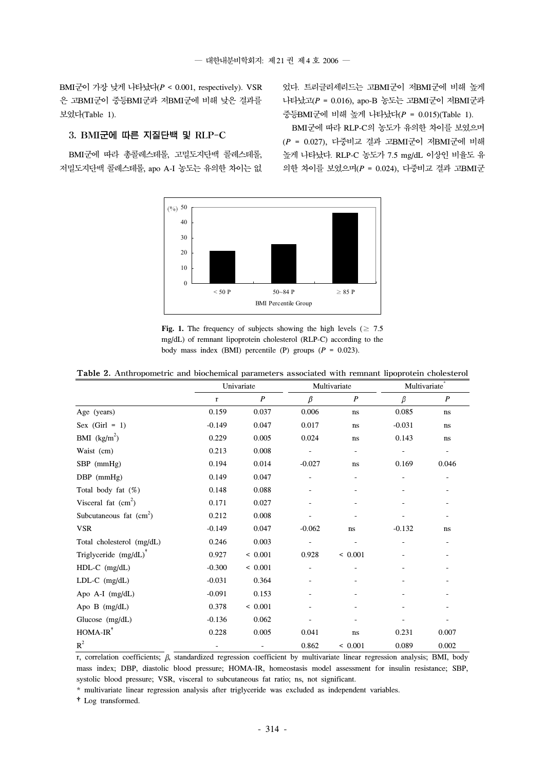BMI군이 가장 낮게 나타났다($P$ < 0.001, respectively). VSR은 고BMI군이 중등BMI군과 저BMI군에 비해 낮은 결과를 보였다(Table 1).

### 3. BMI군에 따른 지질단백 및 RLP-C

BMI군에 따라 총콜레스테롤, 고밀도지단백 콜레스테롤, 저밀도지단백 콜레스테롤, apo A-I 농도는 유의한 차이는 없었다. 트리글리세리드는 고BMI군이 저BMI군에 비해 높게 나타났고($P$ = 0.016), apo-B 농도는 고BMI군이 저BMI군과 중등BMI군에 비해 높게 나타났다($P$ = 0.015)(Table 1).

BMI군에 따라 RLP-C의 농도가 유의한 차이를 보였으며 ($P$ = 0.027), 다중비교 결과 고BMI군이 저BMI군에 비해 높게 나타났다. RLP-C 농도가 7.5 mg/dL 이상인 비율도 유의한 차이를 보였으며($P$ = 0.024), 다중비교 결과 고BMI군

**Fig. 1.** The frequency of subjects showing the high levels (≥ 7.5 mg/dL) of remnant lipoprotein cholesterol (RLP-C) according to the body mass index (BMI) percentile (P) groups ($P$ = 0.023).

**Table 2.** Anthropometric and biochemical parameters associated with remnant lipoprotein cholesterol

| | Univariate | | Multivariate | | Multivariate* | |
|---|---|---|---|---|---|---|
| | r | $P$ | $\beta$ | $P$ | $\beta$ | $P$ |
| Age (years) | 0.159 | 0.037 | 0.006 | ns | 0.085 | ns |
| Sex (Girl = 1) | -0.149 | 0.047 | 0.017 | ns | -0.031 | ns |
| BMI (kg/m$^2$) | 0.229 | 0.005 | 0.024 | ns | 0.143 | ns |
| Waist (cm) | 0.213 | 0.008 | - | - | - | - |
| SBP (mmHg) | 0.194 | 0.014 | -0.027 | ns | 0.169 | 0.046 |
| DBP (mmHg) | 0.149 | 0.047 | - | - | - | - |
| Total body fat (%) | 0.148 | 0.088 | - | - | - | - |
| Visceral fat (cm$^2$) | 0.171 | 0.027 | - | - | - | - |
| Subcutaneous fat (cm$^2$) | 0.212 | 0.008 | - | - | - | - |
| VSR | -0.149 | 0.047 | -0.062 | ns | -0.132 | ns |
| Total cholesterol (mg/dL) | 0.246 | 0.003 | - | - | - | - |
| Triglyceride (mg/dL)† | 0.927 | < 0.001 | 0.928 | < 0.001 | - | - |
| HDL-C (mg/dL) | -0.300 | < 0.001 | - | - | - | - |
| LDL-C (mg/dL) | -0.031 | 0.364 | - | - | - | - |
| Apo A-I (mg/dL) | -0.091 | 0.153 | - | - | - | - |
| Apo B (mg/dL) | 0.378 | < 0.001 | - | - | - | - |
| Glucose (mg/dL) | -0.136 | 0.062 | - | - | - | - |
| HOMA-IR† | 0.228 | 0.005 | 0.041 | ns | 0.231 | 0.007 |
| $R^2$ | - | - | 0.862 | < 0.001 | 0.089 | 0.002 |

r, correlation coefficients; $\beta$, standardized regression coefficient by multivariate linear regression analysis; BMI, body mass index; DBP, diastolic blood pressure; HOMA-IR, homeostasis model assessment for insulin resistance; SBP, systolic blood pressure; VSR, visceral to subcutaneous fat ratio; ns, not significant.

\* multivariate linear regression analysis after triglyceride was excluded as independent variables.

† Log transformed.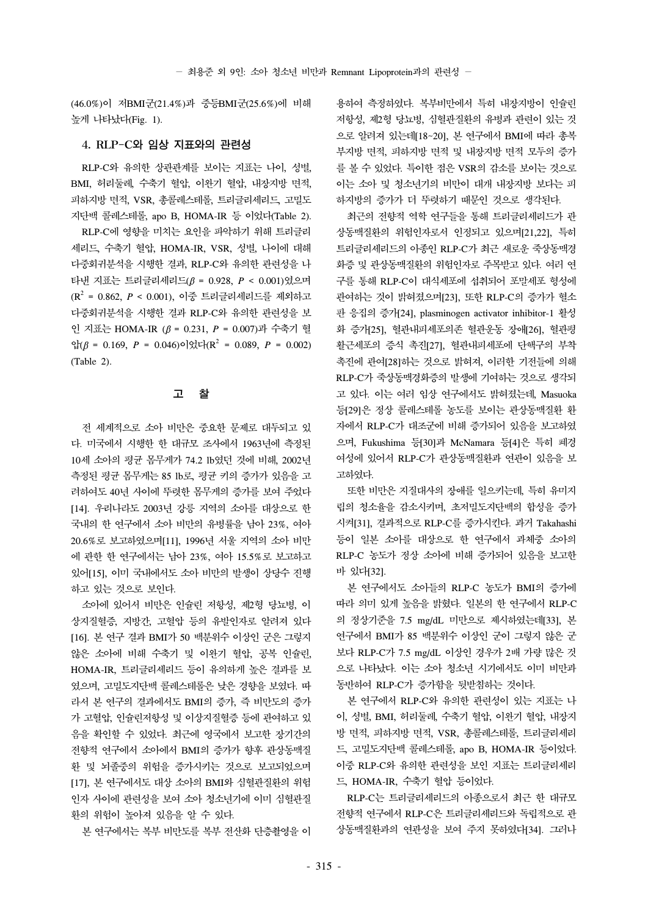(46.0%)이 저BMI군(21.4%)과 중등BMI군(25.6%)에 비해 높게 나타났다(Fig. 1).

### 4. RLP-C와 임상 지표와의 관련성

RLP-C와 유의한 상관관계를 보이는 지표는 나이, 성별, BMI, 허리둘레, 수축기 혈압, 이완기 혈압, 내장지방 면적, 피하지방 면적, VSR, 총콜레스테롤, 트리글리세리드, 고밀도 지단백 콜레스테롤, apo B, HOMA-IR 등 이었다(Table 2).

RLP-C에 영향을 미치는 요인을 파악하기 위해 트리글리세리드, 수축기 혈압, HOMA-IR, VSR, 성별, 나이에 대해 다중회귀분석을 시행한 결과, RLP-C와 유의한 관련성을 나타낸 지표는 트리글리세리드($\beta$ = 0.928, $P$ < 0.001)였으며 ($R^2$ = 0.862, $P$ < 0.001), 이중 트리글리세리드를 제외하고 다중회귀분석을 시행한 결과 RLP-C와 유의한 관련성을 보인 지표는 HOMA-IR ($\beta$ = 0.231, $P$ = 0.007)과 수축기 혈압($\beta$ = 0.169, $P$ = 0.046)이었다($R^2$ = 0.089, $P$ = 0.002) (Table 2).

## 고 찰

전 세계적으로 소아 비만은 중요한 문제로 대두되고 있다. 미국에서 시행한 한 대규모 조사에서 1963년에 측정된 10세 소아의 평균 몸무게가 74.2 lb였던 것에 비해, 2002년 측정된 평균 몸무게는 85 lb로, 평균 키의 증가가 있음을 고려하여도 40년 사이에 뚜렷한 몸무게의 증가를 보여 주었다[14]. 우리나라도 2003년 강릉 지역의 소아를 대상으로 한 국내의 한 연구에서 소아 비만의 유병률을 남아 23%, 여아 20.6%로 보고하였으며[11], 1996년 서울 지역의 소아 비만에 관한 한 연구에서는 남아 23%, 여아 15.5%로 보고하고 있어[15], 이미 국내에서도 소아 비만의 발생이 상당수 진행하고 있는 것으로 보인다.

소아에 있어서 비만은 인슐린 저항성, 제2형 당뇨병, 이상지질혈증, 지방간, 고혈압 등의 유발인자로 알려져 있다[16]. 본 연구 결과 BMI가 50 백분위수 이상인 군은 그렇지 않은 소아에 비해 수축기 및 이완기 혈압, 공복 인슐린, HOMA-IR, 트리글리세리드 등이 유의하게 높은 결과를 보였으며, 고밀도지단백 콜레스테롤은 낮은 경향을 보였다. 따라서 본 연구의 결과에서도 BMI의 증가, 즉 비만도의 증가가 고혈압, 인슐린저항성 및 이상지질혈증 등에 관여하고 있음을 확인할 수 있었다. 최근에 영국에서 보고한 장기간의 전향적 연구에서 소아에서 BMI의 증가가 향후 관상동맥질환 및 뇌졸중의 위험을 증가시키는 것으로 보고되었으며[17], 본 연구에서도 대상 소아의 BMI와 심혈관질환의 위험인자 사이에 관련성을 보여 소아 청소년기에 이미 심혈관질환의 위험이 높아져 있음을 알 수 있다.

본 연구에서는 복부 비만도를 복부 전산화 단층촬영을 이용하여 측정하였다. 복부비만에서 특히 내장지방이 인슐린 저항성, 제2형 당뇨병, 심혈관질환의 유병과 관련이 있는 것으로 알려져 있는데[18~20], 본 연구에서 BMI에 따라 총복부지방 면적, 피하지방 면적 및 내장지방 면적 모두의 증가를 볼 수 있었다. 특이한 점은 VSR의 감소를 보이는 것으로 이는 소아 및 청소년기의 비만이 대개 내장지방 보다는 피하지방의 증가가 더 뚜렷하기 때문인 것으로 생각된다.

최근의 전향적 역학 연구들을 통해 트리글리세리드가 관상동맥질환의 위험인자로서 인정되고 있으며[21,22], 특히 트리글리세리드의 아종인 RLP-C가 최근 새로운 죽상동맥경화증 및 관상동맥질환의 위험인자로 주목받고 있다. 여러 연구를 통해 RLP-C이 대식세포에 섭취되어 포말세포 형성에 관여하는 것이 밝혀졌으며[23], 또한 RLP-C의 증가가 혈소판 응집의 증가[24], plasminogen activator inhibitor-1 활성화 증가[25], 혈관내피세포의존 혈관운동 장애[26], 혈관평활근세포의 증식 촉진[27], 혈관내피세포에 단핵구의 부착 촉진에 관여[28]하는 것으로 밝혀져, 이러한 기전들에 의해 RLP-C가 죽상동맥경화증의 발생에 기여하는 것으로 생각되고 있다. 이는 여러 임상 연구에서도 밝혀졌는데, Masuoka 등[29]은 정상 콜레스테롤 농도를 보이는 관상동맥질환 환자에서 RLP-C가 대조군에 비해 증가되어 있음을 보고하였으며, Fukushima 등[30]과 McNamara 등[4]은 특히 폐경 여성에 있어서 RLP-C가 관상동맥질환과 연관이 있음을 보고하였다.

또한 비만은 지질대사의 장애를 일으키는데, 특히 유미지립의 청소율을 감소시키며, 초저밀도지단백의 합성을 증가시켜[31], 결과적으로 RLP-C를 증가시킨다. 과거 Takahashi 등이 일본 소아를 대상으로 한 연구에서 과체중 소아의 RLP-C 농도가 정상 소아에 비해 증가되어 있음을 보고한 바 있다[32].

본 연구에서도 소아들의 RLP-C 농도가 BMI의 증가에 따라 의미 있게 높음을 밝혔다. 일본의 한 연구에서 RLP-C의 정상기준을 7.5 mg/dL 미만으로 제시하였는데[33], 본 연구에서 BMI가 85 백분위수 이상인 군이 그렇지 않은 군보다 RLP-C가 7.5 mg/dL 이상인 경우가 2배 가량 많은 것으로 나타났다. 이는 소아 청소년 시기에서도 이미 비만과 동반하여 RLP-C가 증가함을 뒷받침하는 것이다.

본 연구에서 RLP-C와 유의한 관련성이 있는 지표는 나이, 성별, BMI, 허리둘레, 수축기 혈압, 이완기 혈압, 내장지방 면적, 피하지방 면적, VSR, 총콜레스테롤, 트리글리세리드, 고밀도지단백 콜레스테롤, apo B, HOMA-IR 등이었다. 이중 RLP-C와 유의한 관련성을 보인 지표는 트리글리세리드, HOMA-IR, 수축기 혈압 등이었다.

RLP-C는 트리글리세리드의 아종으로서 최근 한 대규모 전향적 연구에서 RLP-C은 트리글리세리드와 독립적으로 관상동맥질환과의 연관성을 보여 주지 못하였다[34]. 그러나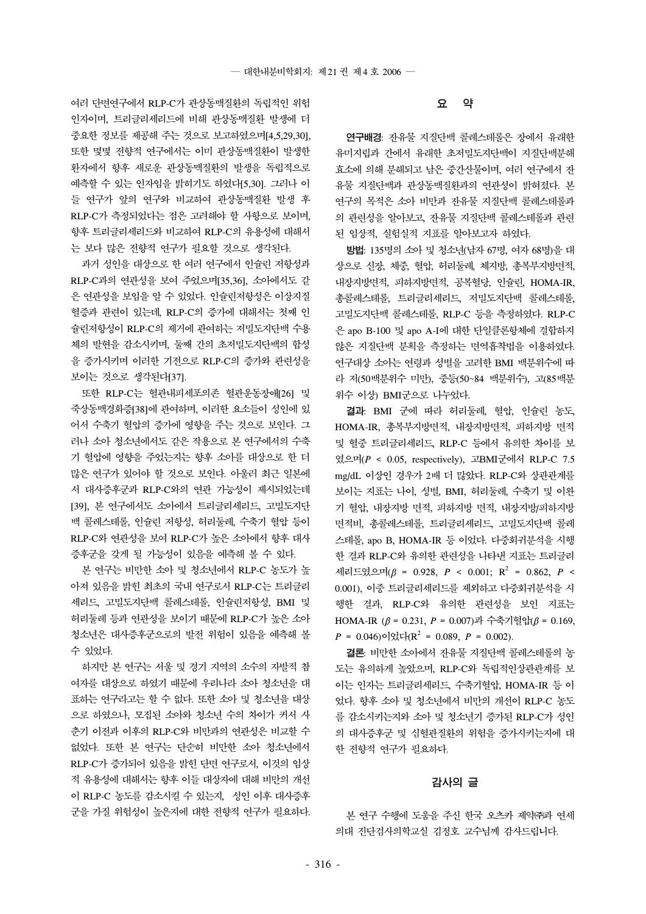여러 단면연구에서 RLP-C가 관상동맥질환의 독립적인 위험인자이며, 트리글리세리드에 비해 관상동맥질환 발생에 더 중요한 정보를 제공해 주는 것으로 보고하였으며[4,5,29,30], 또한 몇몇 전향적 연구에서는 이미 관상동맥질환이 발생한 환자에서 향후 새로운 관상동맥질환의 발생을 독립적으로 예측할 수 있는 인자임을 밝히기도 하였다[5,30]. 그러나 이들 연구가 앞의 연구와 비교하여 관상동맥질환 발생 후 RLP-C가 측정되었다는 점은 고려해야 할 사항으로 보이며, 향후 트리글리세리드와 비교하여 RLP-C의 유용성에 대해서는 보다 많은 전향적 연구가 필요할 것으로 생각된다.

과거 성인을 대상으로 한 여러 연구에서 인슐린 저항성과 RLP-C과의 연관성을 보여 주었으며[35,36], 소아에서도 같은 연관성을 보임을 알 수 있었다. 인슐린저항성은 이상지질혈증과 관련이 있는데, RLP-C의 증가에 대해서는 첫째 인슐린저항성이 RLP-C의 제거에 관여하는 저밀도지단백 수용체의 발현을 감소시키며, 둘째 간의 초저밀도지단백의 합성을 증가시키며 이러한 기전으로 RLP-C의 증가와 관련성을 보이는 것으로 생각된다[37].

또한 RLP-C는 혈관내피세포의존 혈관운동장애[26] 및 죽상동맥경화증[38]에 관여하며, 이러한 요소들이 성인에 있어서 수축기 혈압의 증가에 영향을 주는 것으로 보인다. 그러나 소아 청소년에서도 같은 작용으로 본 연구에서의 수축기 혈압에 영향을 주었는지는 향후 소아를 대상으로 한 더 많은 연구가 있어야 할 것으로 보인다. 아울러 최근 일본에서 대사증후군과 RLP-C와의 연관 가능성이 제시되었는데[39], 본 연구에서도 소아에서 트리글리세리드, 고밀도지단백 콜레스테롤, 인슐린 저항성, 허리둘레, 수축기 혈압 등이 RLP-C와 연관성을 보여 RLP-C가 높은 소아에서 향후 대사증후군을 갖게 될 가능성이 있음을 예측해 볼 수 있다.

본 연구는 비만한 소아 및 청소년에서 RLP-C 농도가 높아져 있음을 밝힌 최초의 국내 연구로서 RLP-C는 트리글리세리드, 고밀도지단백 콜레스테롤, 인슐린저항성, BMI 및 허리둘레 등과 연관성을 보이기 때문에 RLP-C가 높은 소아 청소년은 대사증후군으로의 발전 위험이 있음을 예측해 볼 수 있었다.

하지만 본 연구는 서울 및 경기 지역의 소수의 자발적 참여자를 대상으로 하였기 때문에 우리나라 소아 청소년을 대표하는 연구라고는 할 수 없다. 또한 소아 및 청소년을 대상으로 하였으나, 모집된 소아와 청소년 수의 차이가 커서 사춘기 이전과 이후의 RLP-C와 비만과의 연관성은 비교할 수 없었다. 또한 본 연구는 단순히 비만한 소아 청소년에서 RLP-C가 증가되어 있음을 밝힌 단면 연구로서, 이것의 임상적 유용성에 대해서는 향후 이들 대상자에 대해 비만의 개선이 RLP-C 농도를 감소시킬 수 있는지, 성인 이후 대사증후군을 가질 위험성이 높은지에 대한 전향적 연구가 필요하다.

## 요 약

**연구배경**: 잔유물 지질단백 콜레스테롤은 장에서 유래한 유미지립과 간에서 유래한 초저밀도지단백이 지질단백분해효소에 의해 분해되고 남은 중간산물이며, 여러 연구에서 잔유물 지질단백과 관상동맥질환과의 연관성이 밝혀졌다. 본 연구의 목적은 소아 비만과 잔유물 지질단백 콜레스테롤과의 관련성을 알아보고, 잔유물 지질단백 콜레스테롤과 관련된 임상적, 실험실적 지표를 알아보고자 하였다.

**방법**: 135명의 소아 및 청소년(남자 67명, 여자 68명)을 대상으로 신장, 체중, 혈압, 허리둘레, 체지방, 총복부지방면적, 내장지방면적, 피하지방면적, 공복혈당, 인슐린, HOMA-IR, 총콜레스테롤, 트리글리세리드, 저밀도지단백 콜레스테롤, 고밀도지단백 콜레스테롤, RLP-C 등을 측정하였다. RLP-C은 apo B-100 및 apo A-I에 대한 단일클론항체에 결합하지 않은 지질단백 분획을 측정하는 면역흡착법을 이용하였다. 연구대상 소아는 연령과 성별을 고려한 BMI 백분위수에 따라 저(50백분위수 미만), 중등(50~84 백분위수), 고(85백분위수 이상) BMI군으로 나누었다.

**결과**: BMI 군에 따라 허리둘레, 혈압, 인슐린 농도, HOMA-IR, 총복부지방면적, 내장지방면적, 피하지방 면적 및 혈중 트리글리세리드, RLP-C 등에서 유의한 차이를 보였으며($P$ < 0.05, respectively), 고BMI군에서 RLP-C 7.5 mg/dL 이상인 경우가 2배 더 많았다. RLP-C와 상관관계를 보이는 지표는 나이, 성별, BMI, 허리둘레, 수축기 및 이완기 혈압, 내장지방 면적, 피하지방 면적, 내장지방/피하지방 면적비, 총콜레스테롤, 트리글리세리드, 고밀도지단백 콜레스테롤, apo B, HOMA-IR 등 이었다. 다중회귀분석을 시행한 결과 RLP-C와 유의한 관련성을 나타낸 지표는 트리글리세리드였으며($\beta$ = 0.928, $P$ < 0.001; $R^2$ = 0.862, $P$ < 0.001), 이중 트리글리세리드를 제외하고 다중회귀분석을 시행한 결과, RLP-C와 유의한 관련성을 보인 지표는 HOMA-IR ($\beta$ = 0.231, $P$ = 0.007)과 수축기혈압($\beta$ = 0.169, $P$ = 0.046)이었다($R^2$ = 0.089, $P$ = 0.002).

**결론**: 비만한 소아에서 잔유물 지질단백 콜레스테롤의 농도는 유의하게 높았으며, RLP-C와 독립적인상관관계를 보이는 인자는 트리글리세리드, 수축기혈압, HOMA-IR 등 이었다. 향후 소아 및 청소년에서 비만의 개선이 RLP-C 농도를 감소시키는지와 소아 및 청소년기 증가된 RLP-C가 성인의 대사증후군 및 심혈관질환의 위험을 증가시키는지에 대한 전향적 연구가 필요하다.

## 감사의 글

본 연구 수행에 도움을 주신 한국 오츠카 제약㈜과 연세의대 진단검사의학교실 김정호 교수님께 감사드립니다.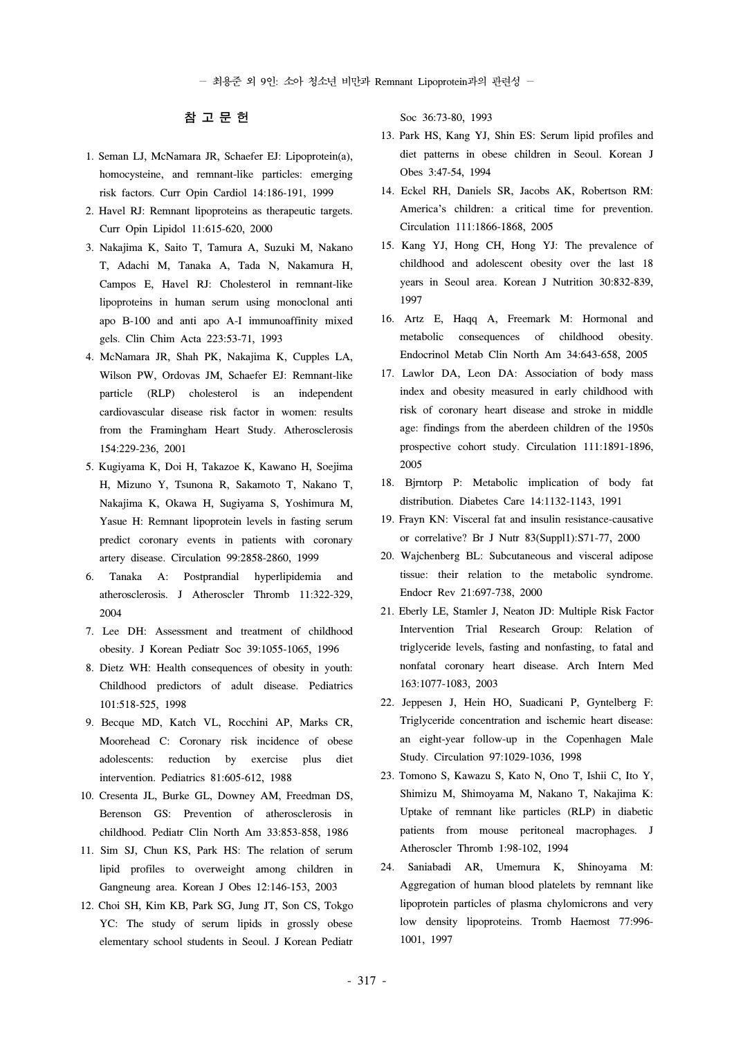## 참 고 문 헌

1. Seman LJ, McNamara JR, Schaefer EJ: Lipoprotein(a), homocysteine, and remnant-like particles: emerging risk factors. Curr Opin Cardiol 14:186-191, 1999
2. Havel RJ: Remnant lipoproteins as therapeutic targets. Curr Opin Lipidol 11:615-620, 2000
3. Nakajima K, Saito T, Tamura A, Suzuki M, Nakano T, Adachi M, Tanaka A, Tada N, Nakamura H, Campos E, Havel RJ: Cholesterol in remnant-like lipoproteins in human serum using monoclonal anti apo B-100 and anti apo A-I immunoaffinity mixed gels. Clin Chim Acta 223:53-71, 1993
4. McNamara JR, Shah PK, Nakajima K, Cupples LA, Wilson PW, Ordovas JM, Schaefer EJ: Remnant-like particle (RLP) cholesterol is an independent cardiovascular disease risk factor in women: results from the Framingham Heart Study. Atherosclerosis 154:229-236, 2001
5. Kugiyama K, Doi H, Takazoe K, Kawano H, Soejima H, Mizuno Y, Tsunona R, Sakamoto T, Nakano T, Nakajima K, Okawa H, Sugiyama S, Yoshimura M, Yasue H: Remnant lipoprotein levels in fasting serum predict coronary events in patients with coronary artery disease. Circulation 99:2858-2860, 1999
6. Tanaka A: Postprandial hyperlipidemia and atherosclerosis. J Atheroscler Thromb 11:322-329, 2004
7. Lee DH: Assessment and treatment of childhood obesity. J Korean Pediatr Soc 39:1055-1065, 1996
8. Dietz WH: Health consequences of obesity in youth: Childhood predictors of adult disease. Pediatrics 101:518-525, 1998
9. Becque MD, Katch VL, Rocchini AP, Marks CR, Moorehead C: Coronary risk incidence of obese adolescents: reduction by exercise plus diet intervention. Pediatrics 81:605-612, 1988
10. Cresenta JL, Burke GL, Downey AM, Freedman DS, Berenson GS: Prevention of atherosclerosis in childhood. Pediatr Clin North Am 33:853-858, 1986
11. Sim SJ, Chun KS, Park HS: The relation of serum lipid profiles to overweight among children in Gangneung area. Korean J Obes 12:146-153, 2003
12. Choi SH, Kim KB, Park SG, Jung JT, Son CS, Tokgo YC: The study of serum lipids in grossly obese elementary school students in Seoul. J Korean Pediatr Soc 36:73-80, 1993
13. Park HS, Kang YJ, Shin ES: Serum lipid profiles and diet patterns in obese children in Seoul. Korean J Obes 3:47-54, 1994
14. Eckel RH, Daniels SR, Jacobs AK, Robertson RM: America's children: a critical time for prevention. Circulation 111:1866-1868, 2005
15. Kang YJ, Hong CH, Hong YJ: The prevalence of childhood and adolescent obesity over the last 18 years in Seoul area. Korean J Nutrition 30:832-839, 1997
16. Artz E, Haqq A, Freemark M: Hormonal and metabolic consequences of childhood obesity. Endocrinol Metab Clin North Am 34:643-658, 2005
17. Lawlor DA, Leon DA: Association of body mass index and obesity measured in early childhood with risk of coronary heart disease and stroke in middle age: findings from the aberdeen children of the 1950s prospective cohort study. Circulation 111:1891-1896, 2005
18. Bjrntorp P: Metabolic implication of body fat distribution. Diabetes Care 14:1132-1143, 1991
19. Frayn KN: Visceral fat and insulin resistance-causative or correlative? Br J Nutr 83(Suppl1):S71-77, 2000
20. Wajchenberg BL: Subcutaneous and visceral adipose tissue: their relation to the metabolic syndrome. Endocr Rev 21:697-738, 2000
21. Eberly LE, Stamler J, Neaton JD: Multiple Risk Factor Intervention Trial Research Group: Relation of triglyceride levels, fasting and nonfasting, to fatal and nonfatal coronary heart disease. Arch Intern Med 163:1077-1083, 2003
22. Jeppesen J, Hein HO, Suadicani P, Gyntelberg F: Triglyceride concentration and ischemic heart disease: an eight-year follow-up in the Copenhagen Male Study. Circulation 97:1029-1036, 1998
23. Tomono S, Kawazu S, Kato N, Ono T, Ishii C, Ito Y, Shimizu M, Shimoyama M, Nakano T, Nakajima K: Uptake of remnant like particles (RLP) in diabetic patients from mouse peritoneal macrophages. J Atheroscler Thromb 1:98-102, 1994
24. Saniabadi AR, Umemura K, Shinoyama M: Aggregation of human blood platelets by remnant like lipoprotein particles of plasma chylomicrons and very low density lipoproteins. Tromb Haemost 77:996-1001, 1997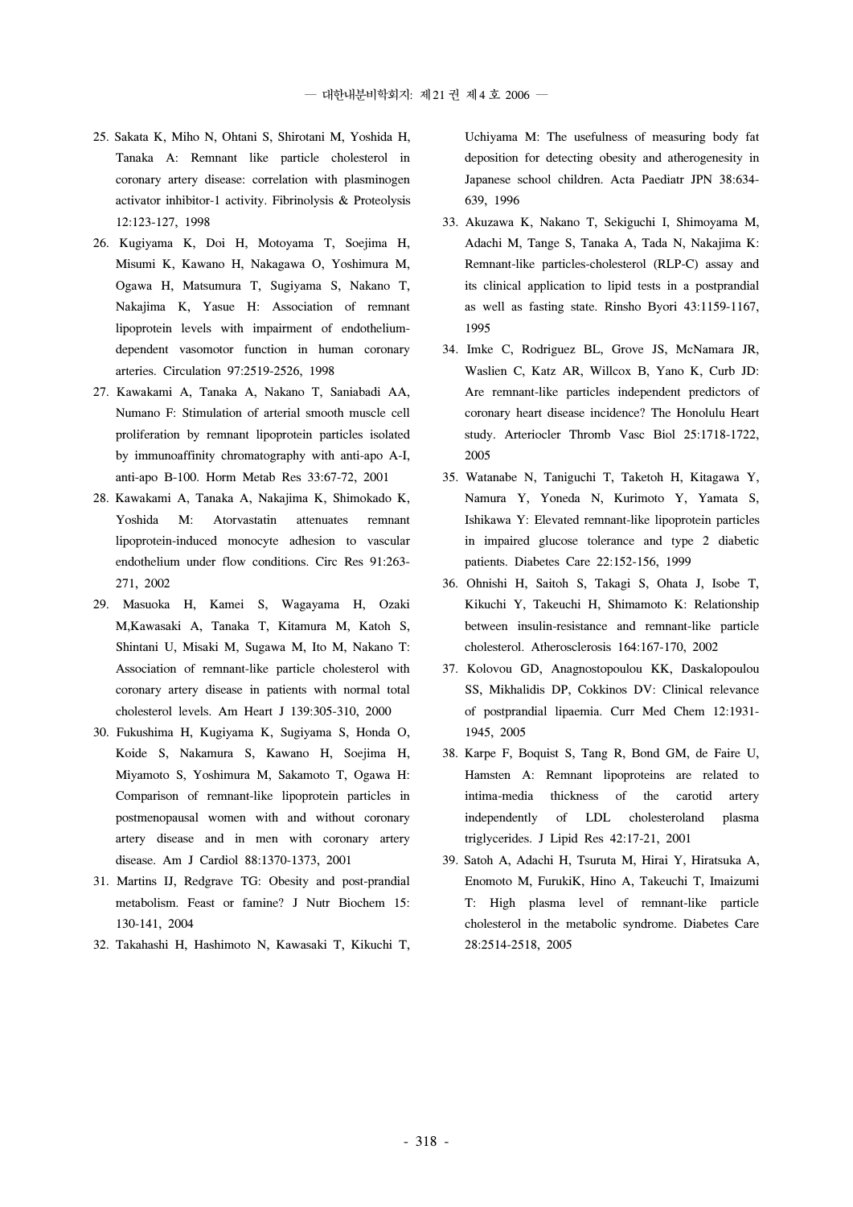25. Sakata K, Miho N, Ohtani S, Shirotani M, Yoshida H, Tanaka A: Remnant like particle cholesterol in coronary artery disease: correlation with plasminogen activator inhibitor-1 activity. Fibrinolysis & Proteolysis 12:123-127, 1998
26. Kugiyama K, Doi H, Motoyama T, Soejima H, Misumi K, Kawano H, Nakagawa O, Yoshimura M, Ogawa H, Matsumura T, Sugiyama S, Nakano T, Nakajima K, Yasue H: Association of remnant lipoprotein levels with impairment of endothelium-dependent vasomotor function in human coronary arteries. Circulation 97:2519-2526, 1998
27. Kawakami A, Tanaka A, Nakano T, Saniabadi AA, Numano F: Stimulation of arterial smooth muscle cell proliferation by remnant lipoprotein particles isolated by immunoaffinity chromatography with anti-apo A-I, anti-apo B-100. Horm Metab Res 33:67-72, 2001
28. Kawakami A, Tanaka A, Nakajima K, Shimokado K, Yoshida M: Atorvastatin attenuates remnant lipoprotein-induced monocyte adhesion to vascular endothelium under flow conditions. Circ Res 91:263-271, 2002
29. Masuoka H, Kamei S, Wagayama H, Ozaki M,Kawasaki A, Tanaka T, Kitamura M, Katoh S, Shintani U, Misaki M, Sugawa M, Ito M, Nakano T: Association of remnant-like particle cholesterol with coronary artery disease in patients with normal total cholesterol levels. Am Heart J 139:305-310, 2000
30. Fukushima H, Kugiyama K, Sugiyama S, Honda O, Koide S, Nakamura S, Kawano H, Soejima H, Miyamoto S, Yoshimura M, Sakamoto T, Ogawa H: Comparison of remnant-like lipoprotein particles in postmenopausal women with and without coronary artery disease and in men with coronary artery disease. Am J Cardiol 88:1370-1373, 2001
31. Martins IJ, Redgrave TG: Obesity and post-prandial metabolism. Feast or famine? J Nutr Biochem 15: 130-141, 2004
32. Takahashi H, Hashimoto N, Kawasaki T, Kikuchi T, Uchiyama M: The usefulness of measuring body fat deposition for detecting obesity and atherogenesity in Japanese school children. Acta Paediatr JPN 38:634-639, 1996
33. Akuzawa K, Nakano T, Sekiguchi I, Shimoyama M, Adachi M, Tange S, Tanaka A, Tada N, Nakajima K: Remnant-like particles-cholesterol (RLP-C) assay and its clinical application to lipid tests in a postprandial as well as fasting state. Rinsho Byori 43:1159-1167, 1995
34. Imke C, Rodriguez BL, Grove JS, McNamara JR, Waslien C, Katz AR, Willcox B, Yano K, Curb JD: Are remnant-like particles independent predictors of coronary heart disease incidence? The Honolulu Heart study. Arteriocler Thromb Vasc Biol 25:1718-1722, 2005
35. Watanabe N, Taniguchi T, Taketoh H, Kitagawa Y, Namura Y, Yoneda N, Kurimoto Y, Yamata S, Ishikawa Y: Elevated remnant-like lipoprotein particles in impaired glucose tolerance and type 2 diabetic patients. Diabetes Care 22:152-156, 1999
36. Ohnishi H, Saitoh S, Takagi S, Ohata J, Isobe T, Kikuchi Y, Takeuchi H, Shimamoto K: Relationship between insulin-resistance and remnant-like particle cholesterol. Atherosclerosis 164:167-170, 2002
37. Kolovou GD, Anagnostopoulou KK, Daskalopoulou SS, Mikhalidis DP, Cokkinos DV: Clinical relevance of postprandial lipaemia. Curr Med Chem 12:1931-1945, 2005
38. Karpe F, Boquist S, Tang R, Bond GM, de Faire U, Hamsten A: Remnant lipoproteins are related to intima-media thickness of the carotid artery independently of LDL cholesteroland plasma triglycerides. J Lipid Res 42:17-21, 2001
39. Satoh A, Adachi H, Tsuruta M, Hirai Y, Hiratsuka A, Enomoto M, FurukiK, Hino A, Takeuchi T, Imaizumi T: High plasma level of remnant-like particle cholesterol in the metabolic syndrome. Diabetes Care 28:2514-2518, 2005